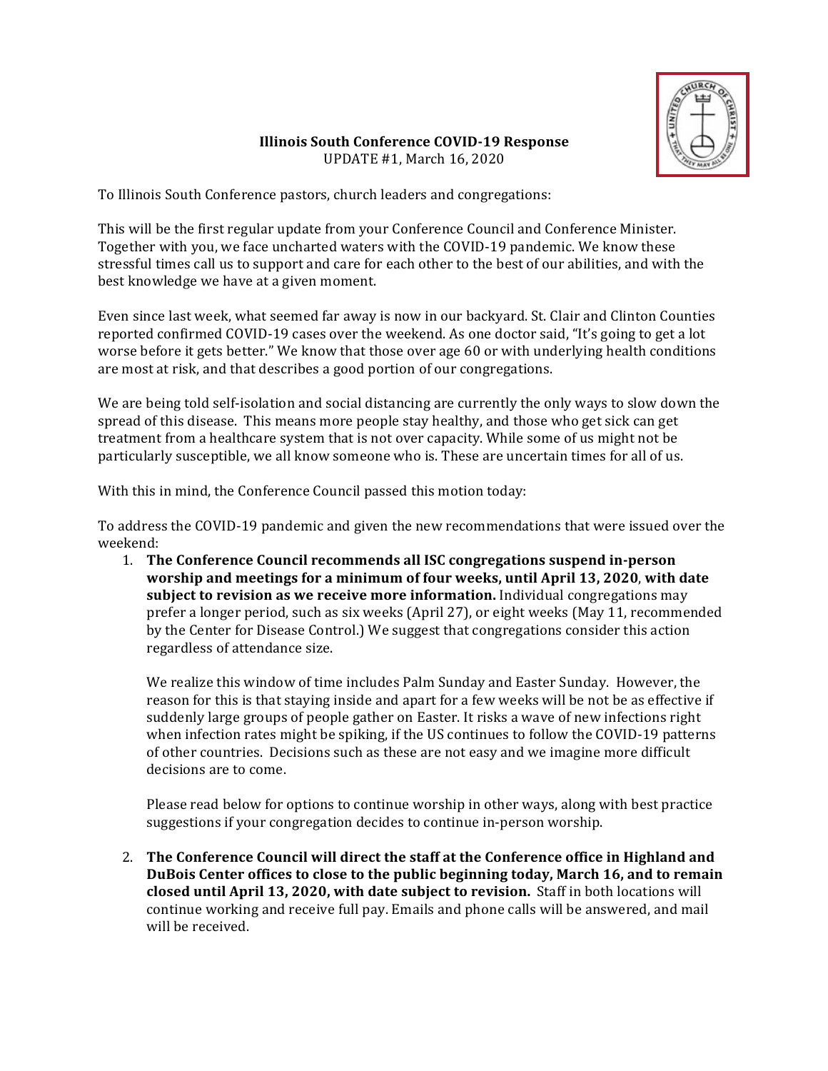**Illinois South Conference COVID-19 Response**
UPDATE #1, March 16, 2020

To Illinois South Conference pastors, church leaders and congregations:

This will be the first regular update from your Conference Council and Conference Minister. Together with you, we face uncharted waters with the COVID-19 pandemic. We know these stressful times call us to support and care for each other to the best of our abilities, and with the best knowledge we have at a given moment.

Even since last week, what seemed far away is now in our backyard. St. Clair and Clinton Counties reported confirmed COVID-19 cases over the weekend. As one doctor said, "It's going to get a lot worse before it gets better." We know that those over age 60 or with underlying health conditions are most at risk, and that describes a good portion of our congregations.

We are being told self-isolation and social distancing are currently the only ways to slow down the spread of this disease. This means more people stay healthy, and those who get sick can get treatment from a healthcare system that is not over capacity. While some of us might not be particularly susceptible, we all know someone who is. These are uncertain times for all of us.

With this in mind, the Conference Council passed this motion today:

To address the COVID-19 pandemic and given the new recommendations that were issued over the weekend:

1. **The Conference Council recommends all ISC congregations suspend in-person worship and meetings for a minimum of four weeks, until April 13, 2020, with date subject to revision as we receive more information.** Individual congregations may prefer a longer period, such as six weeks (April 27), or eight weeks (May 11, recommended by the Center for Disease Control.) We suggest that congregations consider this action regardless of attendance size.

   We realize this window of time includes Palm Sunday and Easter Sunday. However, the reason for this is that staying inside and apart for a few weeks will be not be as effective if suddenly large groups of people gather on Easter. It risks a wave of new infections right when infection rates might be spiking, if the US continues to follow the COVID-19 patterns of other countries. Decisions such as these are not easy and we imagine more difficult decisions are to come.

   Please read below for options to continue worship in other ways, along with best practice suggestions if your congregation decides to continue in-person worship.

2. **The Conference Council will direct the staff at the Conference office in Highland and DuBois Center offices to close to the public beginning today, March 16, and to remain closed until April 13, 2020, with date subject to revision.** Staff in both locations will continue working and receive full pay. Emails and phone calls will be answered, and mail will be received.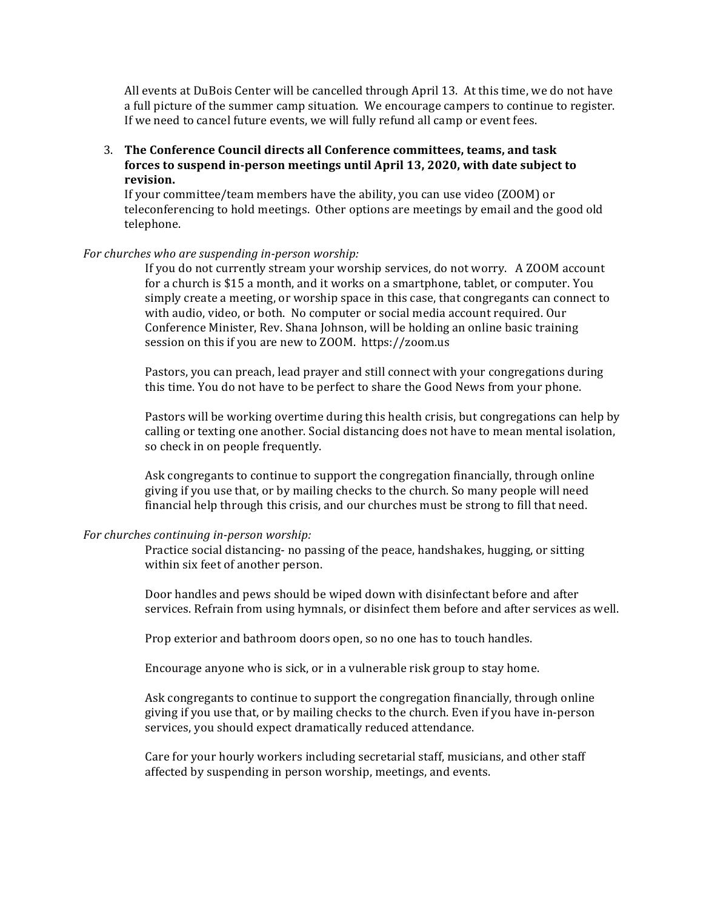All events at DuBois Center will be cancelled through April 13. At this time, we do not have a full picture of the summer camp situation. We encourage campers to continue to register. If we need to cancel future events, we will fully refund all camp or event fees.

3. **The Conference Council directs all Conference committees, teams, and task forces to suspend in-person meetings until April 13, 2020, with date subject to revision.**
   If your committee/team members have the ability, you can use video (ZOOM) or teleconferencing to hold meetings. Other options are meetings by email and the good old telephone.

*For churches who are suspending in-person worship:*

If you do not currently stream your worship services, do not worry. A ZOOM account for a church is $15 a month, and it works on a smartphone, tablet, or computer. You simply create a meeting, or worship space in this case, that congregants can connect to with audio, video, or both. No computer or social media account required. Our Conference Minister, Rev. Shana Johnson, will be holding an online basic training session on this if you are new to ZOOM. https://zoom.us

Pastors, you can preach, lead prayer and still connect with your congregations during this time. You do not have to be perfect to share the Good News from your phone.

Pastors will be working overtime during this health crisis, but congregations can help by calling or texting one another. Social distancing does not have to mean mental isolation, so check in on people frequently.

Ask congregants to continue to support the congregation financially, through online giving if you use that, or by mailing checks to the church. So many people will need financial help through this crisis, and our churches must be strong to fill that need.

*For churches continuing in-person worship:*

Practice social distancing- no passing of the peace, handshakes, hugging, or sitting within six feet of another person.

Door handles and pews should be wiped down with disinfectant before and after services. Refrain from using hymnals, or disinfect them before and after services as well.

Prop exterior and bathroom doors open, so no one has to touch handles.

Encourage anyone who is sick, or in a vulnerable risk group to stay home.

Ask congregants to continue to support the congregation financially, through online giving if you use that, or by mailing checks to the church. Even if you have in-person services, you should expect dramatically reduced attendance.

Care for your hourly workers including secretarial staff, musicians, and other staff affected by suspending in person worship, meetings, and events.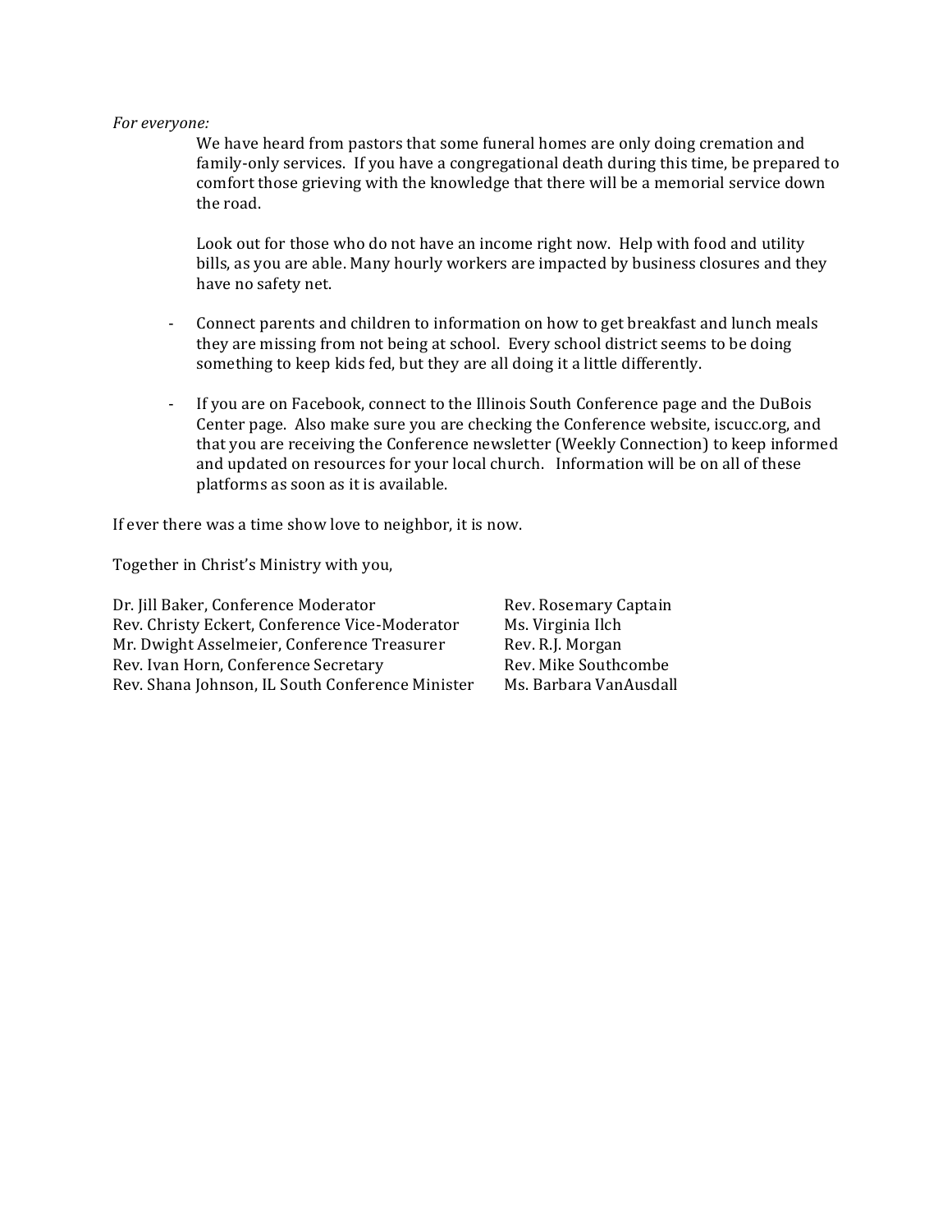*For everyone:*

We have heard from pastors that some funeral homes are only doing cremation and family-only services. If you have a congregational death during this time, be prepared to comfort those grieving with the knowledge that there will be a memorial service down the road.

Look out for those who do not have an income right now. Help with food and utility bills, as you are able. Many hourly workers are impacted by business closures and they have no safety net.

- Connect parents and children to information on how to get breakfast and lunch meals they are missing from not being at school. Every school district seems to be doing something to keep kids fed, but they are all doing it a little differently.

- If you are on Facebook, connect to the Illinois South Conference page and the DuBois Center page. Also make sure you are checking the Conference website, iscucc.org, and that you are receiving the Conference newsletter (Weekly Connection) to keep informed and updated on resources for your local church. Information will be on all of these platforms as soon as it is available.

If ever there was a time show love to neighbor, it is now.

Together in Christ's Ministry with you,

Dr. Jill Baker, Conference Moderator
Rev. Christy Eckert, Conference Vice-Moderator
Mr. Dwight Asselmeier, Conference Treasurer
Rev. Ivan Horn, Conference Secretary
Rev. Shana Johnson, IL South Conference Minister

Rev. Rosemary Captain
Ms. Virginia Ilch
Rev. R.J. Morgan
Rev. Mike Southcombe
Ms. Barbara VanAusdall